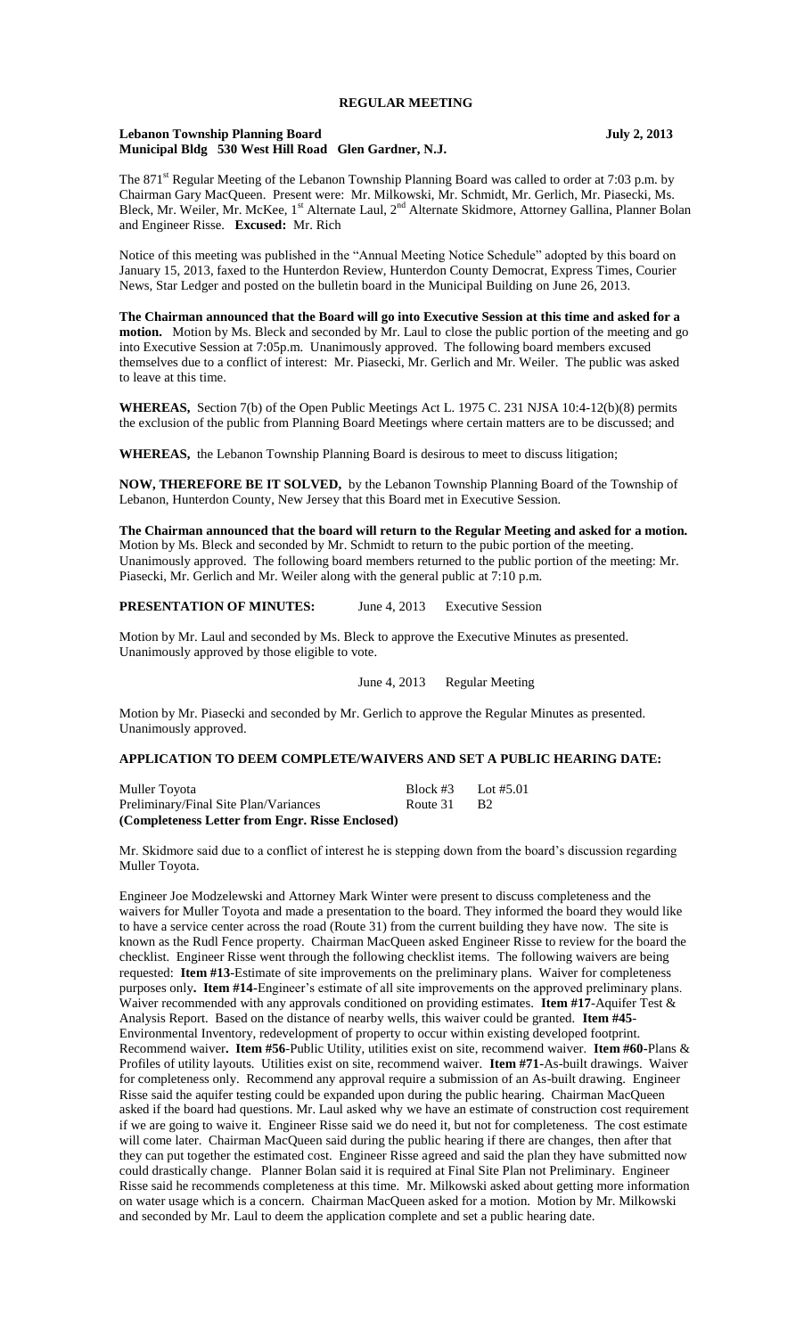# REGULAR MEETING

**Lebanon Township Planning Board** **July 2, 2013**
**Municipal Bldg 530 West Hill Road Glen Gardner, N.J.**

The 871st Regular Meeting of the Lebanon Township Planning Board was called to order at 7:03 p.m. by Chairman Gary MacQueen. Present were: Mr. Milkowski, Mr. Schmidt, Mr. Gerlich, Mr. Piasecki, Ms. Bleck, Mr. Weiler, Mr. McKee, 1st Alternate Laul, 2nd Alternate Skidmore, Attorney Gallina, Planner Bolan and Engineer Risse. **Excused:** Mr. Rich

Notice of this meeting was published in the "Annual Meeting Notice Schedule" adopted by this board on January 15, 2013, faxed to the Hunterdon Review, Hunterdon County Democrat, Express Times, Courier News, Star Ledger and posted on the bulletin board in the Municipal Building on June 26, 2013.

**The Chairman announced that the Board will go into Executive Session at this time and asked for a motion.** Motion by Ms. Bleck and seconded by Mr. Laul to close the public portion of the meeting and go into Executive Session at 7:05p.m. Unanimously approved. The following board members excused themselves due to a conflict of interest: Mr. Piasecki, Mr. Gerlich and Mr. Weiler. The public was asked to leave at this time.

**WHEREAS,** Section 7(b) of the Open Public Meetings Act L. 1975 C. 231 NJSA 10:4-12(b)(8) permits the exclusion of the public from Planning Board Meetings where certain matters are to be discussed; and

**WHEREAS,** the Lebanon Township Planning Board is desirous to meet to discuss litigation;

**NOW, THEREFORE BE IT SOLVED,** by the Lebanon Township Planning Board of the Township of Lebanon, Hunterdon County, New Jersey that this Board met in Executive Session.

**The Chairman announced that the board will return to the Regular Meeting and asked for a motion.** Motion by Ms. Bleck and seconded by Mr. Schmidt to return to the pubic portion of the meeting. Unanimously approved. The following board members returned to the public portion of the meeting: Mr. Piasecki, Mr. Gerlich and Mr. Weiler along with the general public at 7:10 p.m.

**PRESENTATION OF MINUTES:** June 4, 2013 Executive Session

Motion by Mr. Laul and seconded by Ms. Bleck to approve the Executive Minutes as presented. Unanimously approved by those eligible to vote.

June 4, 2013 Regular Meeting

Motion by Mr. Piasecki and seconded by Mr. Gerlich to approve the Regular Minutes as presented. Unanimously approved.

## APPLICATION TO DEEM COMPLETE/WAIVERS AND SET A PUBLIC HEARING DATE:

Muller Toyota Block #3 Lot #5.01
Preliminary/Final Site Plan/Variances Route 31 B2
**(Completeness Letter from Engr. Risse Enclosed)**

Mr. Skidmore said due to a conflict of interest he is stepping down from the board's discussion regarding Muller Toyota.

Engineer Joe Modzelewski and Attorney Mark Winter were present to discuss completeness and the waivers for Muller Toyota and made a presentation to the board. They informed the board they would like to have a service center across the road (Route 31) from the current building they have now. The site is known as the Rudl Fence property. Chairman MacQueen asked Engineer Risse to review for the board the checklist. Engineer Risse went through the following checklist items. The following waivers are being requested: **Item #13**-Estimate of site improvements on the preliminary plans. Waiver for completeness purposes only**. Item #14**-Engineer's estimate of all site improvements on the approved preliminary plans. Waiver recommended with any approvals conditioned on providing estimates. **Item #17**-Aquifer Test & Analysis Report. Based on the distance of nearby wells, this waiver could be granted. **Item #45**-Environmental Inventory, redevelopment of property to occur within existing developed footprint. Recommend waiver**. Item #56**-Public Utility, utilities exist on site, recommend waiver. **Item #60**-Plans & Profiles of utility layouts. Utilities exist on site, recommend waiver. **Item #71**-As-built drawings. Waiver for completeness only. Recommend any approval require a submission of an As-built drawing. Engineer Risse said the aquifer testing could be expanded upon during the public hearing. Chairman MacQueen asked if the board had questions. Mr. Laul asked why we have an estimate of construction cost requirement if we are going to waive it. Engineer Risse said we do need it, but not for completeness. The cost estimate will come later. Chairman MacQueen said during the public hearing if there are changes, then after that they can put together the estimated cost. Engineer Risse agreed and said the plan they have submitted now could drastically change. Planner Bolan said it is required at Final Site Plan not Preliminary. Engineer Risse said he recommends completeness at this time. Mr. Milkowski asked about getting more information on water usage which is a concern. Chairman MacQueen asked for a motion. Motion by Mr. Milkowski and seconded by Mr. Laul to deem the application complete and set a public hearing date.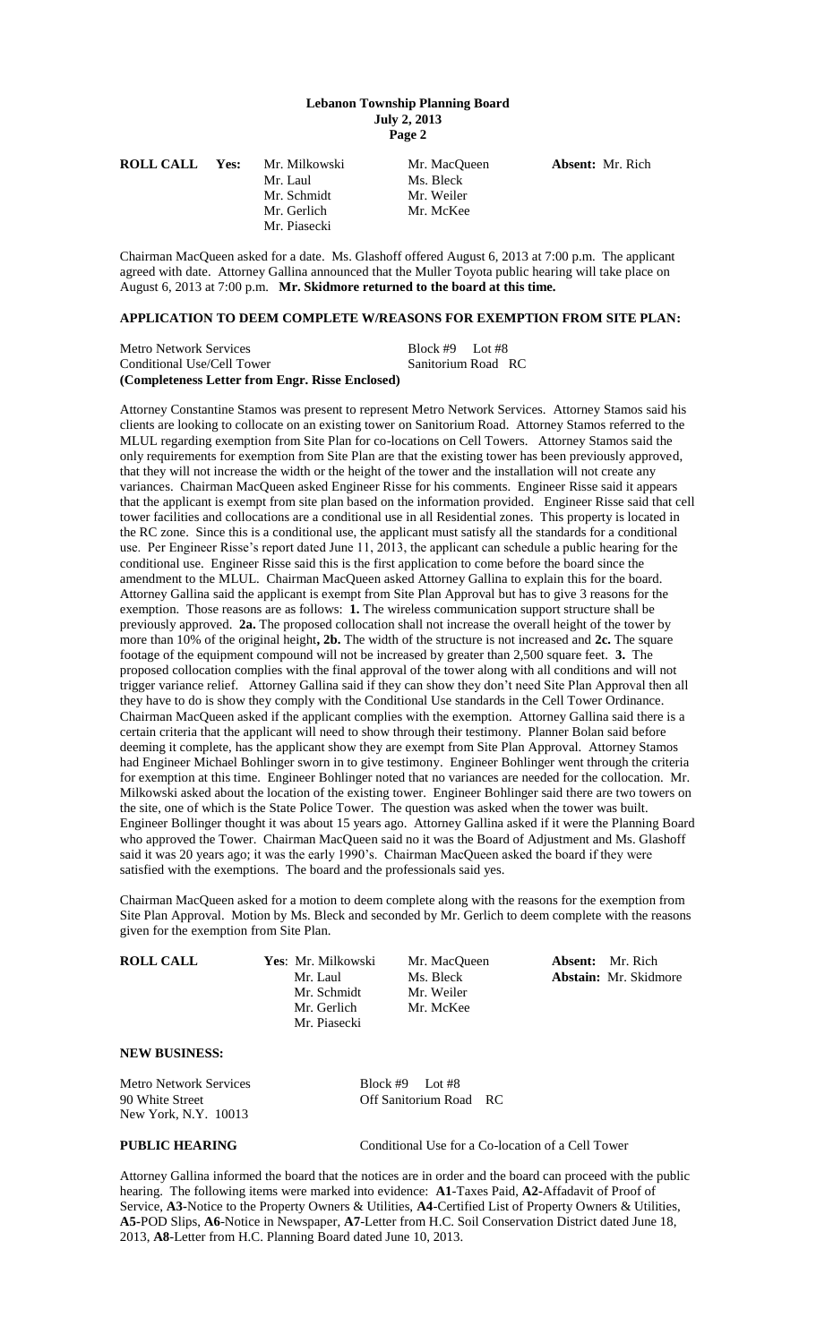**ROLL CALL Yes:**

| | | |
|---|---|---|
| Mr. Milkowski | Mr. MacQueen | **Absent:** Mr. Rich |
| Mr. Laul | Ms. Bleck | |
| Mr. Schmidt | Mr. Weiler | |
| Mr. Gerlich | Mr. McKee | |
| Mr. Piasecki | | |

Chairman MacQueen asked for a date. Ms. Glashoff offered August 6, 2013 at 7:00 p.m. The applicant agreed with date. Attorney Gallina announced that the Muller Toyota public hearing will take place on August 6, 2013 at 7:00 p.m. **Mr. Skidmore returned to the board at this time.**

**APPLICATION TO DEEM COMPLETE W/REASONS FOR EXEMPTION FROM SITE PLAN:**

Metro Network Services — Block #9 Lot #8
Conditional Use/Cell Tower — Sanitorium Road RC
**(Completeness Letter from Engr. Risse Enclosed)**

Attorney Constantine Stamos was present to represent Metro Network Services. Attorney Stamos said his clients are looking to collocate on an existing tower on Sanitorium Road. Attorney Stamos referred to the MLUL regarding exemption from Site Plan for co-locations on Cell Towers. Attorney Stamos said the only requirements for exemption from Site Plan are that the existing tower has been previously approved, that they will not increase the width or the height of the tower and the installation will not create any variances. Chairman MacQueen asked Engineer Risse for his comments. Engineer Risse said it appears that the applicant is exempt from site plan based on the information provided. Engineer Risse said that cell tower facilities and collocations are a conditional use in all Residential zones. This property is located in the RC zone. Since this is a conditional use, the applicant must satisfy all the standards for a conditional use. Per Engineer Risse's report dated June 11, 2013, the applicant can schedule a public hearing for the conditional use. Engineer Risse said this is the first application to come before the board since the amendment to the MLUL. Chairman MacQueen asked Attorney Gallina to explain this for the board. Attorney Gallina said the applicant is exempt from Site Plan Approval but has to give 3 reasons for the exemption. Those reasons are as follows: **1.** The wireless communication support structure shall be previously approved. **2a.** The proposed collocation shall not increase the overall height of the tower by more than 10% of the original height**, 2b.** The width of the structure is not increased and **2c.** The square footage of the equipment compound will not be increased by greater than 2,500 square feet. **3.** The proposed collocation complies with the final approval of the tower along with all conditions and will not trigger variance relief. Attorney Gallina said if they can show they don't need Site Plan Approval then all they have to do is show they comply with the Conditional Use standards in the Cell Tower Ordinance. Chairman MacQueen asked if the applicant complies with the exemption. Attorney Gallina said there is a certain criteria that the applicant will need to show through their testimony. Planner Bolan said before deeming it complete, has the applicant show they are exempt from Site Plan Approval. Attorney Stamos had Engineer Michael Bohlinger sworn in to give testimony. Engineer Bohlinger went through the criteria for exemption at this time. Engineer Bohlinger noted that no variances are needed for the collocation. Mr. Milkowski asked about the location of the existing tower. Engineer Bohlinger said there are two towers on the site, one of which is the State Police Tower. The question was asked when the tower was built. Engineer Bollinger thought it was about 15 years ago. Attorney Gallina asked if it were the Planning Board who approved the Tower. Chairman MacQueen said no it was the Board of Adjustment and Ms. Glashoff said it was 20 years ago; it was the early 1990's. Chairman MacQueen asked the board if they were satisfied with the exemptions. The board and the professionals said yes.

Chairman MacQueen asked for a motion to deem complete along with the reasons for the exemption from Site Plan Approval. Motion by Ms. Bleck and seconded by Mr. Gerlich to deem complete with the reasons given for the exemption from Site Plan.

**ROLL CALL**

| | | |
|---|---|---|
| **Yes**: Mr. Milkowski | Mr. MacQueen | **Absent:** Mr. Rich |
| Mr. Laul | Ms. Bleck | **Abstain:** Mr. Skidmore |
| Mr. Schmidt | Mr. Weiler | |
| Mr. Gerlich | Mr. McKee | |
| Mr. Piasecki | | |

**NEW BUSINESS:**

Metro Network Services — Block #9 Lot #8
90 White Street — Off Sanitorium Road RC
New York, N.Y. 10013

**PUBLIC HEARING** — Conditional Use for a Co-location of a Cell Tower

Attorney Gallina informed the board that the notices are in order and the board can proceed with the public hearing. The following items were marked into evidence: **A1**-Taxes Paid, **A2**-Affadavit of Proof of Service, **A3**-Notice to the Property Owners & Utilities, **A4**-Certified List of Property Owners & Utilities, **A5**-POD Slips, **A6**-Notice in Newspaper, **A7**-Letter from H.C. Soil Conservation District dated June 18, 2013, **A8**-Letter from H.C. Planning Board dated June 10, 2013.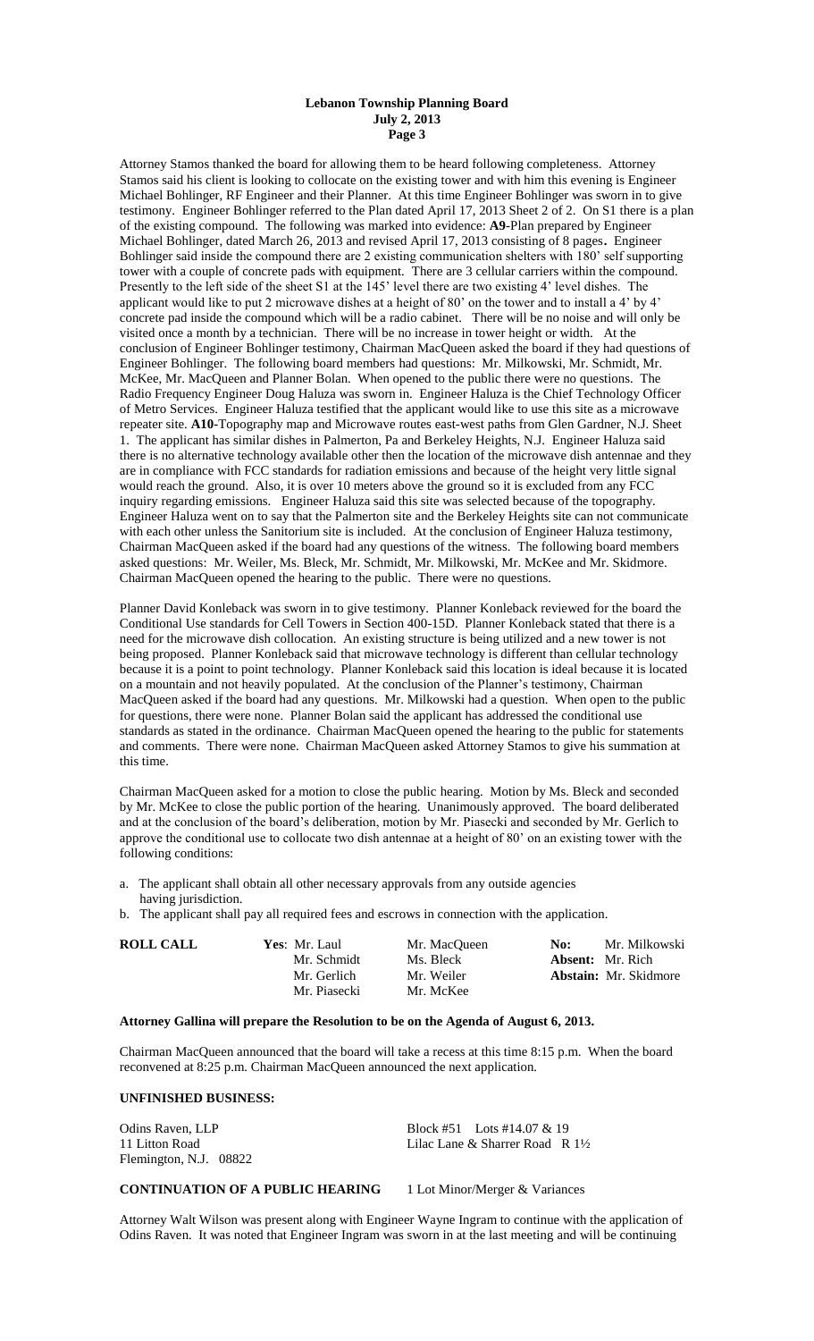Attorney Stamos thanked the board for allowing them to be heard following completeness. Attorney Stamos said his client is looking to collocate on the existing tower and with him this evening is Engineer Michael Bohlinger, RF Engineer and their Planner. At this time Engineer Bohlinger was sworn in to give testimony. Engineer Bohlinger referred to the Plan dated April 17, 2013 Sheet 2 of 2. On S1 there is a plan of the existing compound. The following was marked into evidence: **A9**-Plan prepared by Engineer Michael Bohlinger, dated March 26, 2013 and revised April 17, 2013 consisting of 8 pages**.** Engineer Bohlinger said inside the compound there are 2 existing communication shelters with 180' self supporting tower with a couple of concrete pads with equipment. There are 3 cellular carriers within the compound. Presently to the left side of the sheet S1 at the 145' level there are two existing 4' level dishes. The applicant would like to put 2 microwave dishes at a height of 80' on the tower and to install a 4' by 4' concrete pad inside the compound which will be a radio cabinet. There will be no noise and will only be visited once a month by a technician. There will be no increase in tower height or width. At the conclusion of Engineer Bohlinger testimony, Chairman MacQueen asked the board if they had questions of Engineer Bohlinger. The following board members had questions: Mr. Milkowski, Mr. Schmidt, Mr. McKee, Mr. MacQueen and Planner Bolan. When opened to the public there were no questions. The Radio Frequency Engineer Doug Haluza was sworn in. Engineer Haluza is the Chief Technology Officer of Metro Services. Engineer Haluza testified that the applicant would like to use this site as a microwave repeater site. **A10**-Topography map and Microwave routes east-west paths from Glen Gardner, N.J. Sheet 1. The applicant has similar dishes in Palmerton, Pa and Berkeley Heights, N.J. Engineer Haluza said there is no alternative technology available other then the location of the microwave dish antennae and they are in compliance with FCC standards for radiation emissions and because of the height very little signal would reach the ground. Also, it is over 10 meters above the ground so it is excluded from any FCC inquiry regarding emissions. Engineer Haluza said this site was selected because of the topography. Engineer Haluza went on to say that the Palmerton site and the Berkeley Heights site can not communicate with each other unless the Sanitorium site is included. At the conclusion of Engineer Haluza testimony, Chairman MacQueen asked if the board had any questions of the witness. The following board members asked questions: Mr. Weiler, Ms. Bleck, Mr. Schmidt, Mr. Milkowski, Mr. McKee and Mr. Skidmore. Chairman MacQueen opened the hearing to the public. There were no questions.

Planner David Konleback was sworn in to give testimony. Planner Konleback reviewed for the board the Conditional Use standards for Cell Towers in Section 400-15D. Planner Konleback stated that there is a need for the microwave dish collocation. An existing structure is being utilized and a new tower is not being proposed. Planner Konleback said that microwave technology is different than cellular technology because it is a point to point technology. Planner Konleback said this location is ideal because it is located on a mountain and not heavily populated. At the conclusion of the Planner's testimony, Chairman MacQueen asked if the board had any questions. Mr. Milkowski had a question. When open to the public for questions, there were none. Planner Bolan said the applicant has addressed the conditional use standards as stated in the ordinance. Chairman MacQueen opened the hearing to the public for statements and comments. There were none. Chairman MacQueen asked Attorney Stamos to give his summation at this time.

Chairman MacQueen asked for a motion to close the public hearing. Motion by Ms. Bleck and seconded by Mr. McKee to close the public portion of the hearing. Unanimously approved. The board deliberated and at the conclusion of the board's deliberation, motion by Mr. Piasecki and seconded by Mr. Gerlich to approve the conditional use to collocate two dish antennae at a height of 80' on an existing tower with the following conditions:

a. The applicant shall obtain all other necessary approvals from any outside agencies having jurisdiction.
b. The applicant shall pay all required fees and escrows in connection with the application.

| **ROLL CALL** | **Yes**: Mr. Laul | Mr. MacQueen | **No:** Mr. Milkowski |
|---|---|---|---|
| | Mr. Schmidt | Ms. Bleck | **Absent:** Mr. Rich |
| | Mr. Gerlich | Mr. Weiler | **Abstain:** Mr. Skidmore |
| | Mr. Piasecki | Mr. McKee | |

**Attorney Gallina will prepare the Resolution to be on the Agenda of August 6, 2013.**

Chairman MacQueen announced that the board will take a recess at this time 8:15 p.m. When the board reconvened at 8:25 p.m. Chairman MacQueen announced the next application.

**UNFINISHED BUSINESS:**

Odins Raven, LLP — Block #51 Lots #14.07 & 19
11 Litton Road — Lilac Lane & Sharrer Road R 1½
Flemington, N.J. 08822

**CONTINUATION OF A PUBLIC HEARING** 1 Lot Minor/Merger & Variances

Attorney Walt Wilson was present along with Engineer Wayne Ingram to continue with the application of Odins Raven. It was noted that Engineer Ingram was sworn in at the last meeting and will be continuing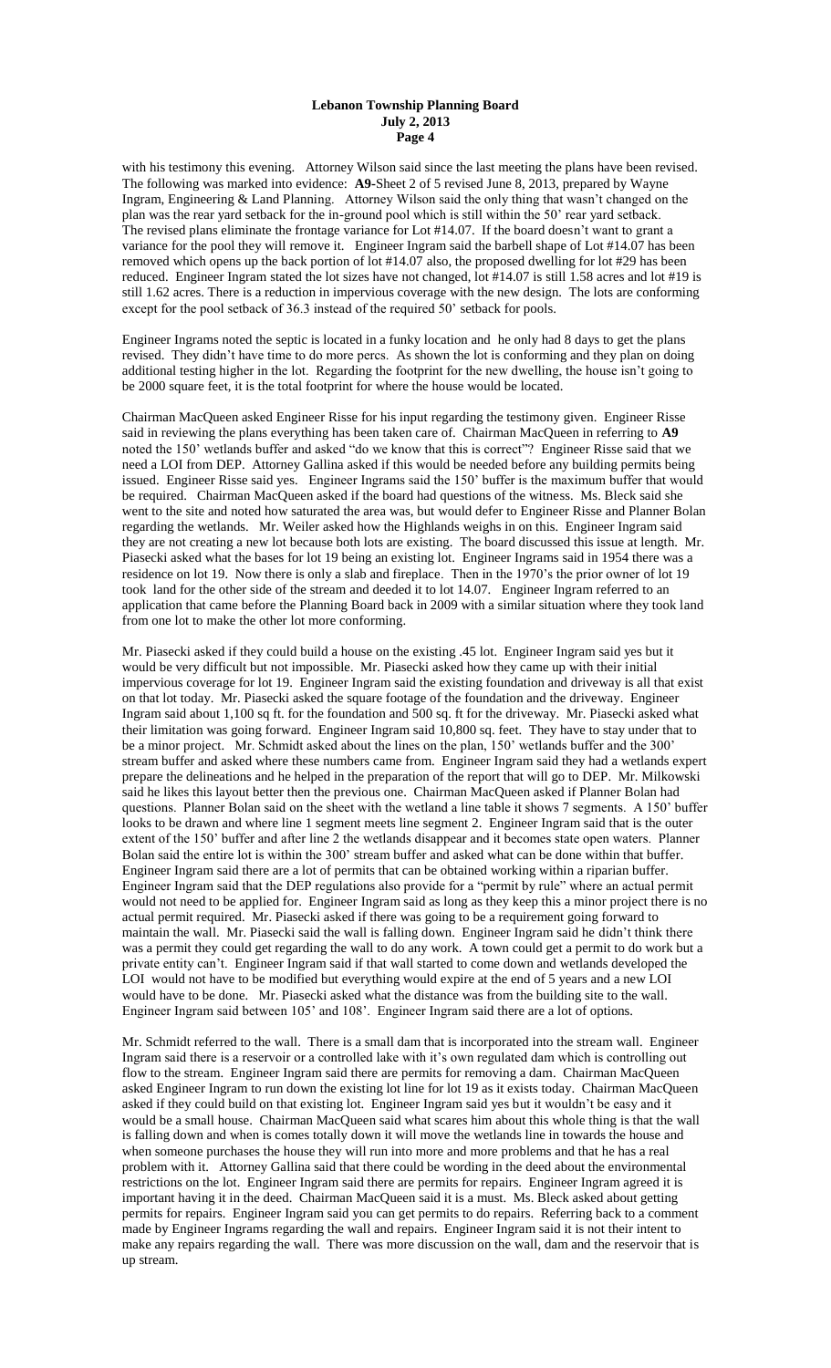with his testimony this evening. Attorney Wilson said since the last meeting the plans have been revised. The following was marked into evidence: **A9**-Sheet 2 of 5 revised June 8, 2013, prepared by Wayne Ingram, Engineering & Land Planning. Attorney Wilson said the only thing that wasn't changed on the plan was the rear yard setback for the in-ground pool which is still within the 50' rear yard setback. The revised plans eliminate the frontage variance for Lot #14.07. If the board doesn't want to grant a variance for the pool they will remove it. Engineer Ingram said the barbell shape of Lot #14.07 has been removed which opens up the back portion of lot #14.07 also, the proposed dwelling for lot #29 has been reduced. Engineer Ingram stated the lot sizes have not changed, lot #14.07 is still 1.58 acres and lot #19 is still 1.62 acres. There is a reduction in impervious coverage with the new design. The lots are conforming except for the pool setback of 36.3 instead of the required 50' setback for pools.

Engineer Ingrams noted the septic is located in a funky location and he only had 8 days to get the plans revised. They didn't have time to do more percs. As shown the lot is conforming and they plan on doing additional testing higher in the lot. Regarding the footprint for the new dwelling, the house isn't going to be 2000 square feet, it is the total footprint for where the house would be located.

Chairman MacQueen asked Engineer Risse for his input regarding the testimony given. Engineer Risse said in reviewing the plans everything has been taken care of. Chairman MacQueen in referring to **A9** noted the 150' wetlands buffer and asked "do we know that this is correct"? Engineer Risse said that we need a LOI from DEP. Attorney Gallina asked if this would be needed before any building permits being issued. Engineer Risse said yes. Engineer Ingrams said the 150' buffer is the maximum buffer that would be required. Chairman MacQueen asked if the board had questions of the witness. Ms. Bleck said she went to the site and noted how saturated the area was, but would defer to Engineer Risse and Planner Bolan regarding the wetlands. Mr. Weiler asked how the Highlands weighs in on this. Engineer Ingram said they are not creating a new lot because both lots are existing. The board discussed this issue at length. Mr. Piasecki asked what the bases for lot 19 being an existing lot. Engineer Ingrams said in 1954 there was a residence on lot 19. Now there is only a slab and fireplace. Then in the 1970's the prior owner of lot 19 took land for the other side of the stream and deeded it to lot 14.07. Engineer Ingram referred to an application that came before the Planning Board back in 2009 with a similar situation where they took land from one lot to make the other lot more conforming.

Mr. Piasecki asked if they could build a house on the existing .45 lot. Engineer Ingram said yes but it would be very difficult but not impossible. Mr. Piasecki asked how they came up with their initial impervious coverage for lot 19. Engineer Ingram said the existing foundation and driveway is all that exist on that lot today. Mr. Piasecki asked the square footage of the foundation and the driveway. Engineer Ingram said about 1,100 sq ft. for the foundation and 500 sq. ft for the driveway. Mr. Piasecki asked what their limitation was going forward. Engineer Ingram said 10,800 sq. feet. They have to stay under that to be a minor project. Mr. Schmidt asked about the lines on the plan, 150' wetlands buffer and the 300' stream buffer and asked where these numbers came from. Engineer Ingram said they had a wetlands expert prepare the delineations and he helped in the preparation of the report that will go to DEP. Mr. Milkowski said he likes this layout better then the previous one. Chairman MacQueen asked if Planner Bolan had questions. Planner Bolan said on the sheet with the wetland a line table it shows 7 segments. A 150' buffer looks to be drawn and where line 1 segment meets line segment 2. Engineer Ingram said that is the outer extent of the 150' buffer and after line 2 the wetlands disappear and it becomes state open waters. Planner Bolan said the entire lot is within the 300' stream buffer and asked what can be done within that buffer. Engineer Ingram said there are a lot of permits that can be obtained working within a riparian buffer. Engineer Ingram said that the DEP regulations also provide for a "permit by rule" where an actual permit would not need to be applied for. Engineer Ingram said as long as they keep this a minor project there is no actual permit required. Mr. Piasecki asked if there was going to be a requirement going forward to maintain the wall. Mr. Piasecki said the wall is falling down. Engineer Ingram said he didn't think there was a permit they could get regarding the wall to do any work. A town could get a permit to do work but a private entity can't. Engineer Ingram said if that wall started to come down and wetlands developed the LOI would not have to be modified but everything would expire at the end of 5 years and a new LOI would have to be done. Mr. Piasecki asked what the distance was from the building site to the wall. Engineer Ingram said between 105' and 108'. Engineer Ingram said there are a lot of options.

Mr. Schmidt referred to the wall. There is a small dam that is incorporated into the stream wall. Engineer Ingram said there is a reservoir or a controlled lake with it's own regulated dam which is controlling out flow to the stream. Engineer Ingram said there are permits for removing a dam. Chairman MacQueen asked Engineer Ingram to run down the existing lot line for lot 19 as it exists today. Chairman MacQueen asked if they could build on that existing lot. Engineer Ingram said yes but it wouldn't be easy and it would be a small house. Chairman MacQueen said what scares him about this whole thing is that the wall is falling down and when is comes totally down it will move the wetlands line in towards the house and when someone purchases the house they will run into more and more problems and that he has a real problem with it. Attorney Gallina said that there could be wording in the deed about the environmental restrictions on the lot. Engineer Ingram said there are permits for repairs. Engineer Ingram agreed it is important having it in the deed. Chairman MacQueen said it is a must. Ms. Bleck asked about getting permits for repairs. Engineer Ingram said you can get permits to do repairs. Referring back to a comment made by Engineer Ingrams regarding the wall and repairs. Engineer Ingram said it is not their intent to make any repairs regarding the wall. There was more discussion on the wall, dam and the reservoir that is up stream.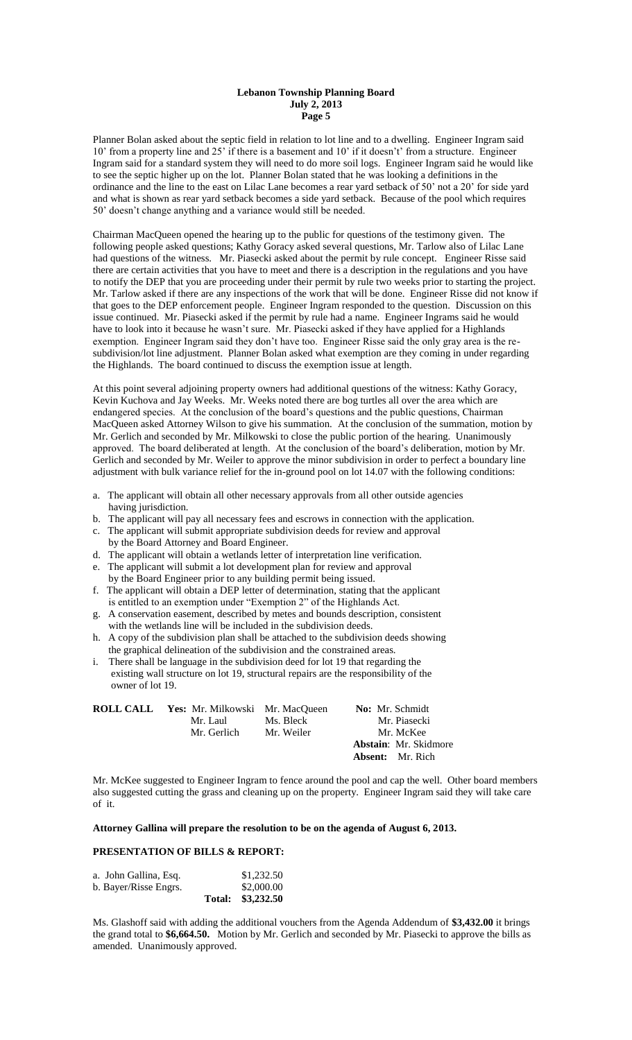Planner Bolan asked about the septic field in relation to lot line and to a dwelling. Engineer Ingram said 10' from a property line and 25' if there is a basement and 10' if it doesn't' from a structure. Engineer Ingram said for a standard system they will need to do more soil logs. Engineer Ingram said he would like to see the septic higher up on the lot. Planner Bolan stated that he was looking a definitions in the ordinance and the line to the east on Lilac Lane becomes a rear yard setback of 50' not a 20' for side yard and what is shown as rear yard setback becomes a side yard setback. Because of the pool which requires 50' doesn't change anything and a variance would still be needed.

Chairman MacQueen opened the hearing up to the public for questions of the testimony given. The following people asked questions; Kathy Goracy asked several questions, Mr. Tarlow also of Lilac Lane had questions of the witness. Mr. Piasecki asked about the permit by rule concept. Engineer Risse said there are certain activities that you have to meet and there is a description in the regulations and you have to notify the DEP that you are proceeding under their permit by rule two weeks prior to starting the project. Mr. Tarlow asked if there are any inspections of the work that will be done. Engineer Risse did not know if that goes to the DEP enforcement people. Engineer Ingram responded to the question. Discussion on this issue continued. Mr. Piasecki asked if the permit by rule had a name. Engineer Ingrams said he would have to look into it because he wasn't sure. Mr. Piasecki asked if they have applied for a Highlands exemption. Engineer Ingram said they don't have too. Engineer Risse said the only gray area is the re-subdivision/lot line adjustment. Planner Bolan asked what exemption are they coming in under regarding the Highlands. The board continued to discuss the exemption issue at length.

At this point several adjoining property owners had additional questions of the witness: Kathy Goracy, Kevin Kuchova and Jay Weeks. Mr. Weeks noted there are bog turtles all over the area which are endangered species. At the conclusion of the board's questions and the public questions, Chairman MacQueen asked Attorney Wilson to give his summation. At the conclusion of the summation, motion by Mr. Gerlich and seconded by Mr. Milkowski to close the public portion of the hearing. Unanimously approved. The board deliberated at length. At the conclusion of the board's deliberation, motion by Mr. Gerlich and seconded by Mr. Weiler to approve the minor subdivision in order to perfect a boundary line adjustment with bulk variance relief for the in-ground pool on lot 14.07 with the following conditions:

a. The applicant will obtain all other necessary approvals from all other outside agencies having jurisdiction.
b. The applicant will pay all necessary fees and escrows in connection with the application.
c. The applicant will submit appropriate subdivision deeds for review and approval by the Board Attorney and Board Engineer.
d. The applicant will obtain a wetlands letter of interpretation line verification.
e. The applicant will submit a lot development plan for review and approval by the Board Engineer prior to any building permit being issued.
f. The applicant will obtain a DEP letter of determination, stating that the applicant is entitled to an exemption under "Exemption 2" of the Highlands Act.
g. A conservation easement, described by metes and bounds description, consistent with the wetlands line will be included in the subdivision deeds.
h. A copy of the subdivision plan shall be attached to the subdivision deeds showing the graphical delineation of the subdivision and the constrained areas.
i. There shall be language in the subdivision deed for lot 19 that regarding the existing wall structure on lot 19, structural repairs are the responsibility of the owner of lot 19.

| **ROLL CALL** | **Yes:** Mr. Milkowski | Mr. MacQueen | **No:** Mr. Schmidt |
|---|---|---|---|
| | Mr. Laul | Ms. Bleck | Mr. Piasecki |
| | Mr. Gerlich | Mr. Weiler | Mr. McKee |
| | | | **Abstain**: Mr. Skidmore |
| | | | **Absent:** Mr. Rich |

Mr. McKee suggested to Engineer Ingram to fence around the pool and cap the well. Other board members also suggested cutting the grass and cleaning up on the property. Engineer Ingram said they will take care of it.

**Attorney Gallina will prepare the resolution to be on the agenda of August 6, 2013.**

**PRESENTATION OF BILLS & REPORT:**

| | | |
|---|---|---|
| a. John Gallina, Esq. | | $1,232.50 |
| b. Bayer/Risse Engrs. | | $2,000.00 |
| | **Total:** | **$3,232.50** |

Ms. Glashoff said with adding the additional vouchers from the Agenda Addendum of **$3,432.00** it brings the grand total to **$6,664.50.** Motion by Mr. Gerlich and seconded by Mr. Piasecki to approve the bills as amended. Unanimously approved.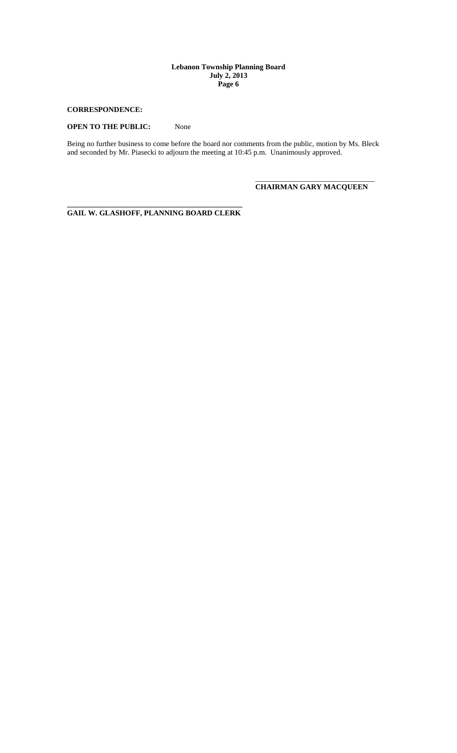**CORRESPONDENCE:**

**OPEN TO THE PUBLIC:** None

Being no further business to come before the board nor comments from the public, motion by Ms. Bleck and seconded by Mr. Piasecki to adjourn the meeting at 10:45 p.m. Unanimously approved.

\_\_\_\_\_\_\_\_\_\_\_\_\_\_\_\_\_\_\_\_\_\_\_\_\_\_\_\_\_\_
**CHAIRMAN GARY MACQUEEN**

\_\_\_\_\_\_\_\_\_\_\_\_\_\_\_\_\_\_\_\_\_\_\_\_\_\_\_\_\_\_\_\_\_\_\_\_\_\_\_\_\_\_\_\_
**GAIL W. GLASHOFF, PLANNING BOARD CLERK**